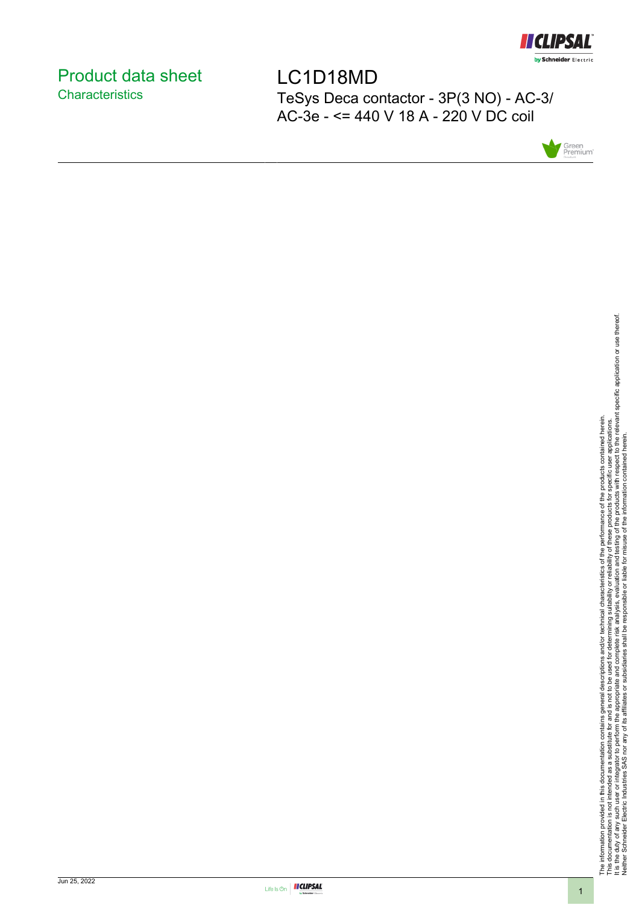# Product data sheet
## Characteristics

# LC1D18MD
TeSys Deca contactor - 3P(3 NO) - AC-3/ AC-3e - <= 440 V 18 A - 220 V DC coil

The information provided in this documentation contains general descriptions and/or technical characteristics of the performance of the products contained herein.
This documentation is not intended as a substitute for and is not to be used for determining suitability or reliability of these products for specific user applications.
It is the duty of any such user or integrator to perform the appropriate and complete risk analysis, evaluation and testing of the products with respect to the relevant specific application or use thereof.
Neither Schneider Electric Industries SAS nor any of its affiliates or subsidiaries shall be responsible or liable for misuse of the information contained herein.

Jun 25, 2022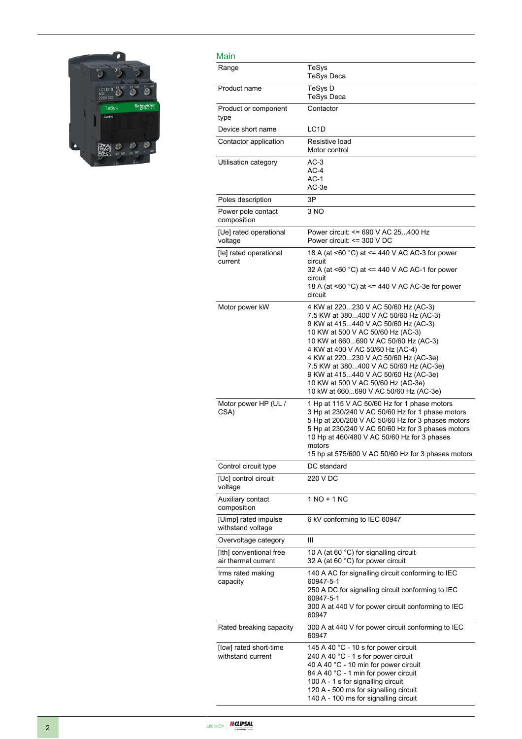## Main

| | |
|---|---|
| Range | TeSys<br>TeSys Deca |
| Product name | TeSys D<br>TeSys Deca |
| Product or component type | Contactor |
| Device short name | LC1D |
| Contactor application | Resistive load<br>Motor control |
| Utilisation category | AC-3<br>AC-4<br>AC-1<br>AC-3e |
| Poles description | 3P |
| Power pole contact composition | 3 NO |
| [Ue] rated operational voltage | Power circuit: <= 690 V AC 25...400 Hz<br>Power circuit: <= 300 V DC |
| [Ie] rated operational current | 18 A (at <60 °C) at <= 440 V AC AC-3 for power circuit<br>32 A (at <60 °C) at <= 440 V AC AC-1 for power circuit<br>18 A (at <60 °C) at <= 440 V AC AC-3e for power circuit |
| Motor power kW | 4 KW at 220...230 V AC 50/60 Hz (AC-3)<br>7.5 KW at 380...400 V AC 50/60 Hz (AC-3)<br>9 KW at 415...440 V AC 50/60 Hz (AC-3)<br>10 KW at 500 V AC 50/60 Hz (AC-3)<br>10 KW at 660...690 V AC 50/60 Hz (AC-3)<br>4 KW at 400 V AC 50/60 Hz (AC-4)<br>4 KW at 220...230 V AC 50/60 Hz (AC-3e)<br>7.5 KW at 380...400 V AC 50/60 Hz (AC-3e)<br>9 KW at 415...440 V AC 50/60 Hz (AC-3e)<br>10 KW at 500 V AC 50/60 Hz (AC-3e)<br>10 kW at 660...690 V AC 50/60 Hz (AC-3e) |
| Motor power HP (UL / CSA) | 1 Hp at 115 V AC 50/60 Hz for 1 phase motors<br>3 Hp at 230/240 V AC 50/60 Hz for 1 phase motors<br>5 Hp at 200/208 V AC 50/60 Hz for 3 phases motors<br>5 Hp at 230/240 V AC 50/60 Hz for 3 phases motors<br>10 Hp at 460/480 V AC 50/60 Hz for 3 phases motors<br>15 hp at 575/600 V AC 50/60 Hz for 3 phases motors |
| Control circuit type | DC standard |
| [Uc] control circuit voltage | 220 V DC |
| Auxiliary contact composition | 1 NO + 1 NC |
| [Uimp] rated impulse withstand voltage | 6 kV conforming to IEC 60947 |
| Overvoltage category | III |
| [Ith] conventional free air thermal current | 10 A (at 60 °C) for signalling circuit<br>32 A (at 60 °C) for power circuit |
| Irms rated making capacity | 140 A AC for signalling circuit conforming to IEC 60947-5-1<br>250 A DC for signalling circuit conforming to IEC 60947-5-1<br>300 A at 440 V for power circuit conforming to IEC 60947 |
| Rated breaking capacity | 300 A at 440 V for power circuit conforming to IEC 60947 |
| [Icw] rated short-time withstand current | 145 A 40 °C - 10 s for power circuit<br>240 A 40 °C - 1 s for power circuit<br>40 A 40 °C - 10 min for power circuit<br>84 A 40 °C - 1 min for power circuit<br>100 A - 1 s for signalling circuit<br>120 A - 500 ms for signalling circuit<br>140 A - 100 ms for signalling circuit |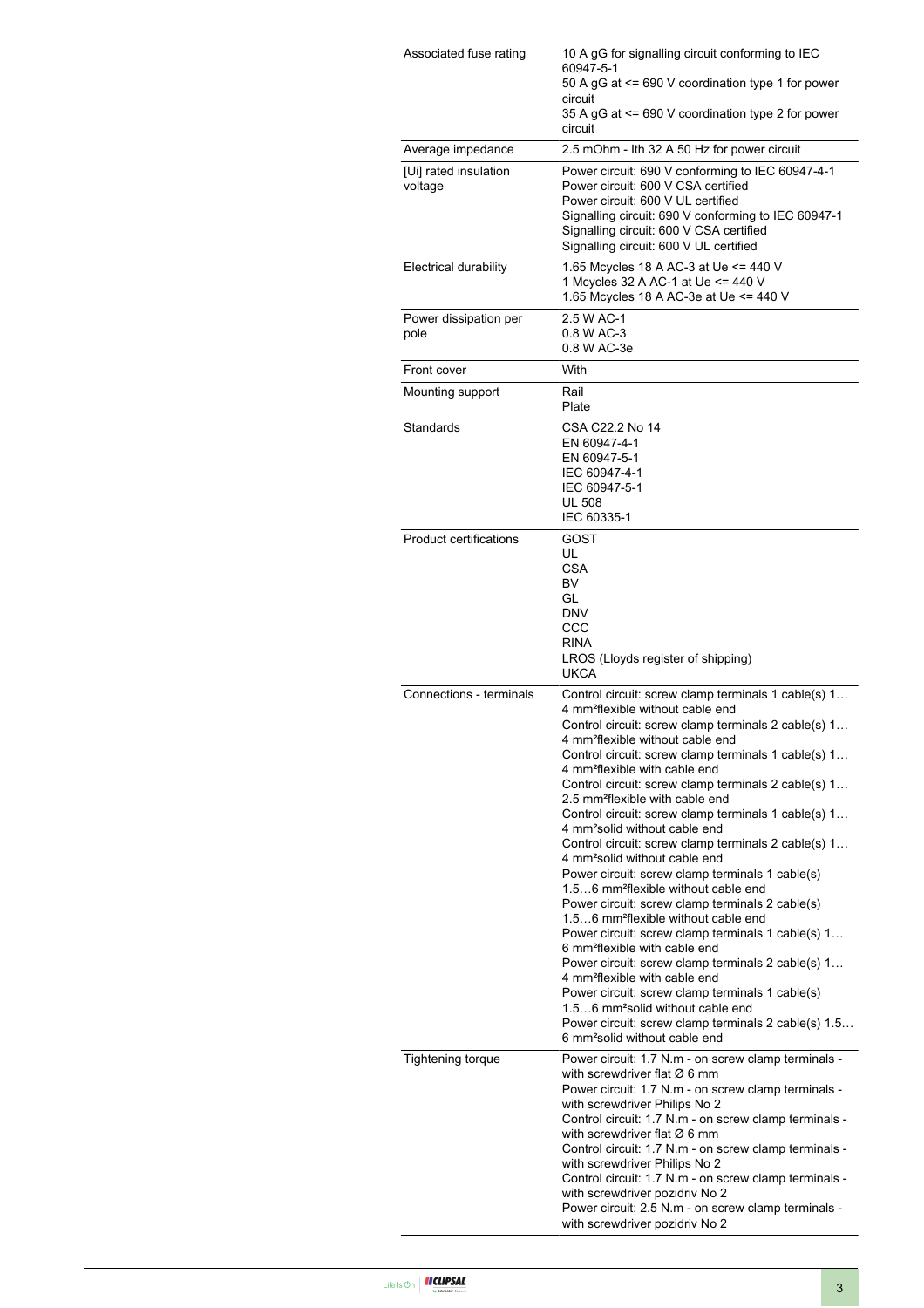| | |
|---|---|
| Associated fuse rating | 10 A gG for signalling circuit conforming to IEC 60947-5-1<br>50 A gG at <= 690 V coordination type 1 for power circuit<br>35 A gG at <= 690 V coordination type 2 for power circuit |
| Average impedance | 2.5 mOhm - Ith 32 A 50 Hz for power circuit |
| [Ui] rated insulation voltage | Power circuit: 690 V conforming to IEC 60947-4-1<br>Power circuit: 600 V CSA certified<br>Power circuit: 600 V UL certified<br>Signalling circuit: 690 V conforming to IEC 60947-1<br>Signalling circuit: 600 V CSA certified<br>Signalling circuit: 600 V UL certified |
| Electrical durability | 1.65 Mcycles 18 A AC-3 at Ue <= 440 V<br>1 Mcycles 32 A AC-1 at Ue <= 440 V<br>1.65 Mcycles 18 A AC-3e at Ue <= 440 V |
| Power dissipation per pole | 2.5 W AC-1<br>0.8 W AC-3<br>0.8 W AC-3e |
| Front cover | With |
| Mounting support | Rail<br>Plate |
| Standards | CSA C22.2 No 14<br>EN 60947-4-1<br>EN 60947-5-1<br>IEC 60947-4-1<br>IEC 60947-5-1<br>UL 508<br>IEC 60335-1 |
| Product certifications | GOST<br>UL<br>CSA<br>BV<br>GL<br>DNV<br>CCC<br>RINA<br>LROS (Lloyds register of shipping)<br>UKCA |
| Connections - terminals | Control circuit: screw clamp terminals 1 cable(s) 1…4 mm²flexible without cable end<br>Control circuit: screw clamp terminals 2 cable(s) 1…4 mm²flexible without cable end<br>Control circuit: screw clamp terminals 1 cable(s) 1…4 mm²flexible with cable end<br>Control circuit: screw clamp terminals 2 cable(s) 1…2.5 mm²flexible with cable end<br>Control circuit: screw clamp terminals 1 cable(s) 1…4 mm²solid without cable end<br>Control circuit: screw clamp terminals 2 cable(s) 1…4 mm²solid without cable end<br>Power circuit: screw clamp terminals 1 cable(s) 1.5…6 mm²flexible without cable end<br>Power circuit: screw clamp terminals 2 cable(s) 1.5…6 mm²flexible without cable end<br>Power circuit: screw clamp terminals 1 cable(s) 1…6 mm²flexible with cable end<br>Power circuit: screw clamp terminals 2 cable(s) 1…4 mm²flexible with cable end<br>Power circuit: screw clamp terminals 1 cable(s) 1.5…6 mm²solid without cable end<br>Power circuit: screw clamp terminals 2 cable(s) 1.5…6 mm²solid without cable end |
| Tightening torque | Power circuit: 1.7 N.m - on screw clamp terminals - with screwdriver flat Ø 6 mm<br>Power circuit: 1.7 N.m - on screw clamp terminals - with screwdriver Philips No 2<br>Control circuit: 1.7 N.m - on screw clamp terminals - with screwdriver flat Ø 6 mm<br>Control circuit: 1.7 N.m - on screw clamp terminals - with screwdriver Philips No 2<br>Control circuit: 1.7 N.m - on screw clamp terminals - with screwdriver pozidriv No 2<br>Power circuit: 2.5 N.m - on screw clamp terminals - with screwdriver pozidriv No 2 |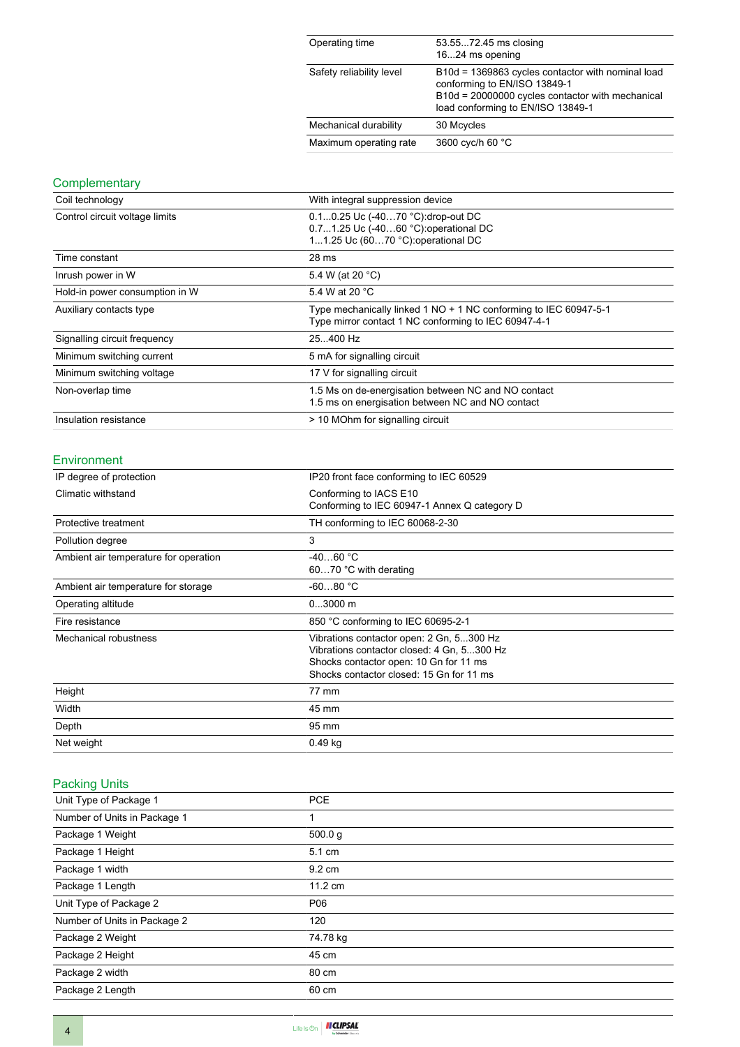| | |
|---|---|
| Operating time | 53.55...72.45 ms closing<br>16...24 ms opening |
| Safety reliability level | B10d = 1369863 cycles contactor with nominal load conforming to EN/ISO 13849-1<br>B10d = 20000000 cycles contactor with mechanical load conforming to EN/ISO 13849-1 |
| Mechanical durability | 30 Mcycles |
| Maximum operating rate | 3600 cyc/h 60 °C |

## Complementary

| | |
|---|---|
| Coil technology | With integral suppression device |
| Control circuit voltage limits | 0.1...0.25 Uc (-40…70 °C):drop-out DC<br>0.7...1.25 Uc (-40…60 °C):operational DC<br>1...1.25 Uc (60…70 °C):operational DC |
| Time constant | 28 ms |
| Inrush power in W | 5.4 W (at 20 °C) |
| Hold-in power consumption in W | 5.4 W at 20 °C |
| Auxiliary contacts type | Type mechanically linked 1 NO + 1 NC conforming to IEC 60947-5-1<br>Type mirror contact 1 NC conforming to IEC 60947-4-1 |
| Signalling circuit frequency | 25...400 Hz |
| Minimum switching current | 5 mA for signalling circuit |
| Minimum switching voltage | 17 V for signalling circuit |
| Non-overlap time | 1.5 Ms on de-energisation between NC and NO contact<br>1.5 ms on energisation between NC and NO contact |
| Insulation resistance | > 10 MOhm for signalling circuit |

## Environment

| | |
|---|---|
| IP degree of protection | IP20 front face conforming to IEC 60529 |
| Climatic withstand | Conforming to IACS E10<br>Conforming to IEC 60947-1 Annex Q category D |
| Protective treatment | TH conforming to IEC 60068-2-30 |
| Pollution degree | 3 |
| Ambient air temperature for operation | -40…60 °C<br>60…70 °C with derating |
| Ambient air temperature for storage | -60...80 °C |
| Operating altitude | 0...3000 m |
| Fire resistance | 850 °C conforming to IEC 60695-2-1 |
| Mechanical robustness | Vibrations contactor open: 2 Gn, 5...300 Hz<br>Vibrations contactor closed: 4 Gn, 5...300 Hz<br>Shocks contactor open: 10 Gn for 11 ms<br>Shocks contactor closed: 15 Gn for 11 ms |
| Height | 77 mm |
| Width | 45 mm |
| Depth | 95 mm |
| Net weight | 0.49 kg |

## Packing Units

| | |
|---|---|
| Unit Type of Package 1 | PCE |
| Number of Units in Package 1 | 1 |
| Package 1 Weight | 500.0 g |
| Package 1 Height | 5.1 cm |
| Package 1 width | 9.2 cm |
| Package 1 Length | 11.2 cm |
| Unit Type of Package 2 | P06 |
| Number of Units in Package 2 | 120 |
| Package 2 Weight | 74.78 kg |
| Package 2 Height | 45 cm |
| Package 2 width | 80 cm |
| Package 2 Length | 60 cm |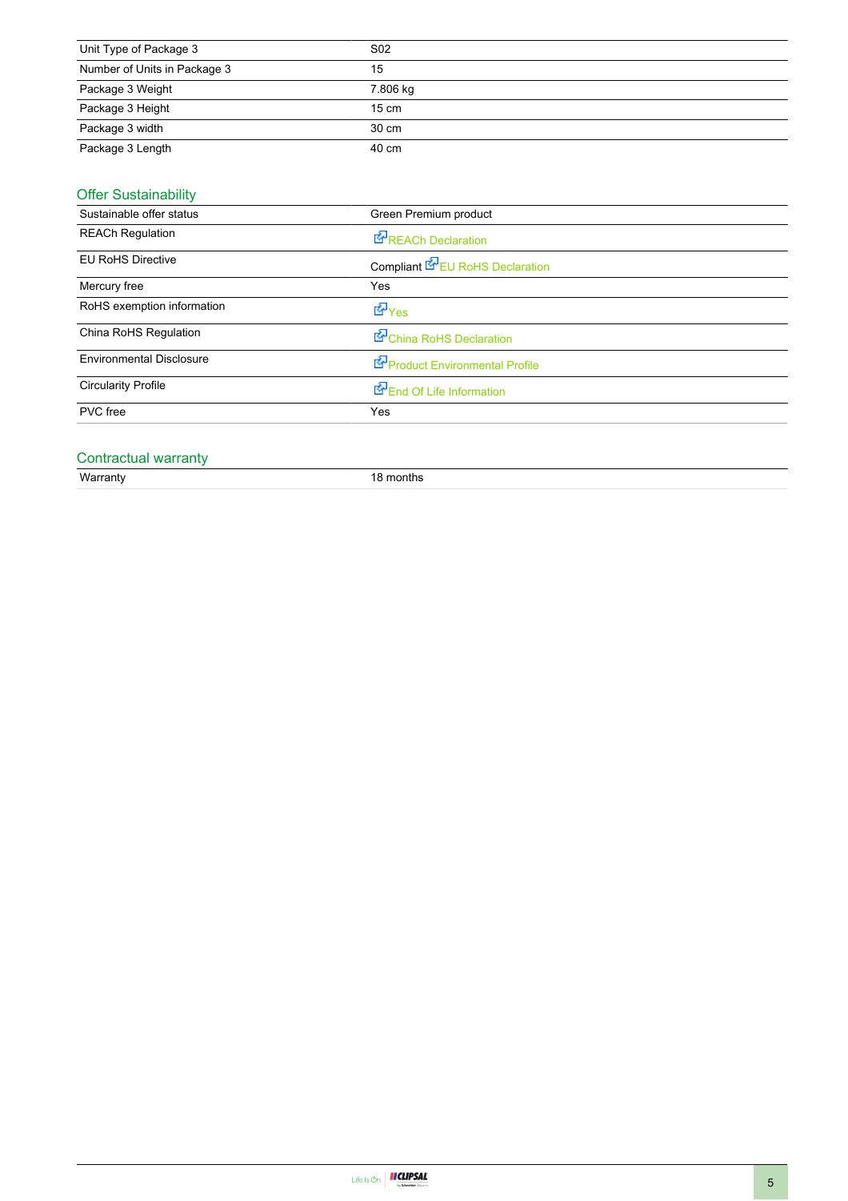| | |
|---|---|
| Unit Type of Package 3 | S02 |
| Number of Units in Package 3 | 15 |
| Package 3 Weight | 7.806 kg |
| Package 3 Height | 15 cm |
| Package 3 width | 30 cm |
| Package 3 Length | 40 cm |

## Offer Sustainability

| | |
|---|---|
| Sustainable offer status | Green Premium product |
| REACh Regulation | REACh Declaration |
| EU RoHS Directive | Compliant EU RoHS Declaration |
| Mercury free | Yes |
| RoHS exemption information | Yes |
| China RoHS Regulation | China RoHS Declaration |
| Environmental Disclosure | Product Environmental Profile |
| Circularity Profile | End Of Life Information |
| PVC free | Yes |

## Contractual warranty

| | |
|---|---|
| Warranty | 18 months |